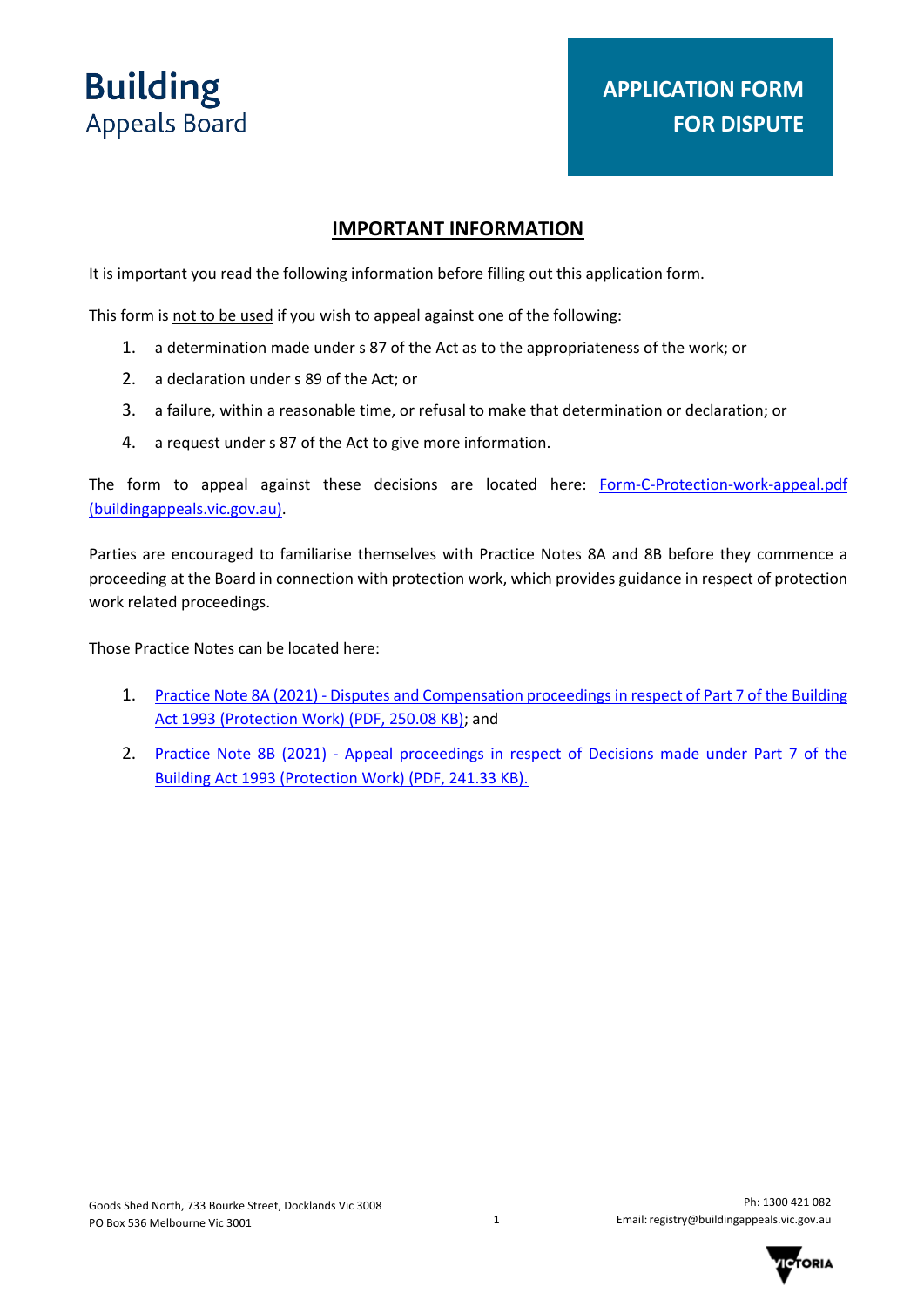# Building Appeals Board

## APPLICATION FORM FOR DISPUTE

### IMPORTANT INFORMATION

It is important you read the following information before filling out this application form.

This form is not to be used if you wish to appeal against one of the following:

1. a determination made under s 87 of the Act as to the appropriateness of the work; or
2. a declaration under s 89 of the Act; or
3. a failure, within a reasonable time, or refusal to make that determination or declaration; or
4. a request under s 87 of the Act to give more information.

The form to appeal against these decisions are located here: [Form-C-Protection-work-appeal.pdf (buildingappeals.vic.gov.au)](Form-C-Protection-work-appeal.pdf).

Parties are encouraged to familiarise themselves with Practice Notes 8A and 8B before they commence a proceeding at the Board in connection with protection work, which provides guidance in respect of protection work related proceedings.

Those Practice Notes can be located here:

1. Practice Note 8A (2021) - Disputes and Compensation proceedings in respect of Part 7 of the Building Act 1993 (Protection Work) (PDF, 250.08 KB); and
2. Practice Note 8B (2021) - Appeal proceedings in respect of Decisions made under Part 7 of the Building Act 1993 (Protection Work) (PDF, 241.33 KB).

Goods Shed North, 733 Bourke Street, Docklands Vic 3008
PO Box 536 Melbourne Vic 3001

Ph: 1300 421 082
Email: registry@buildingappeals.vic.gov.au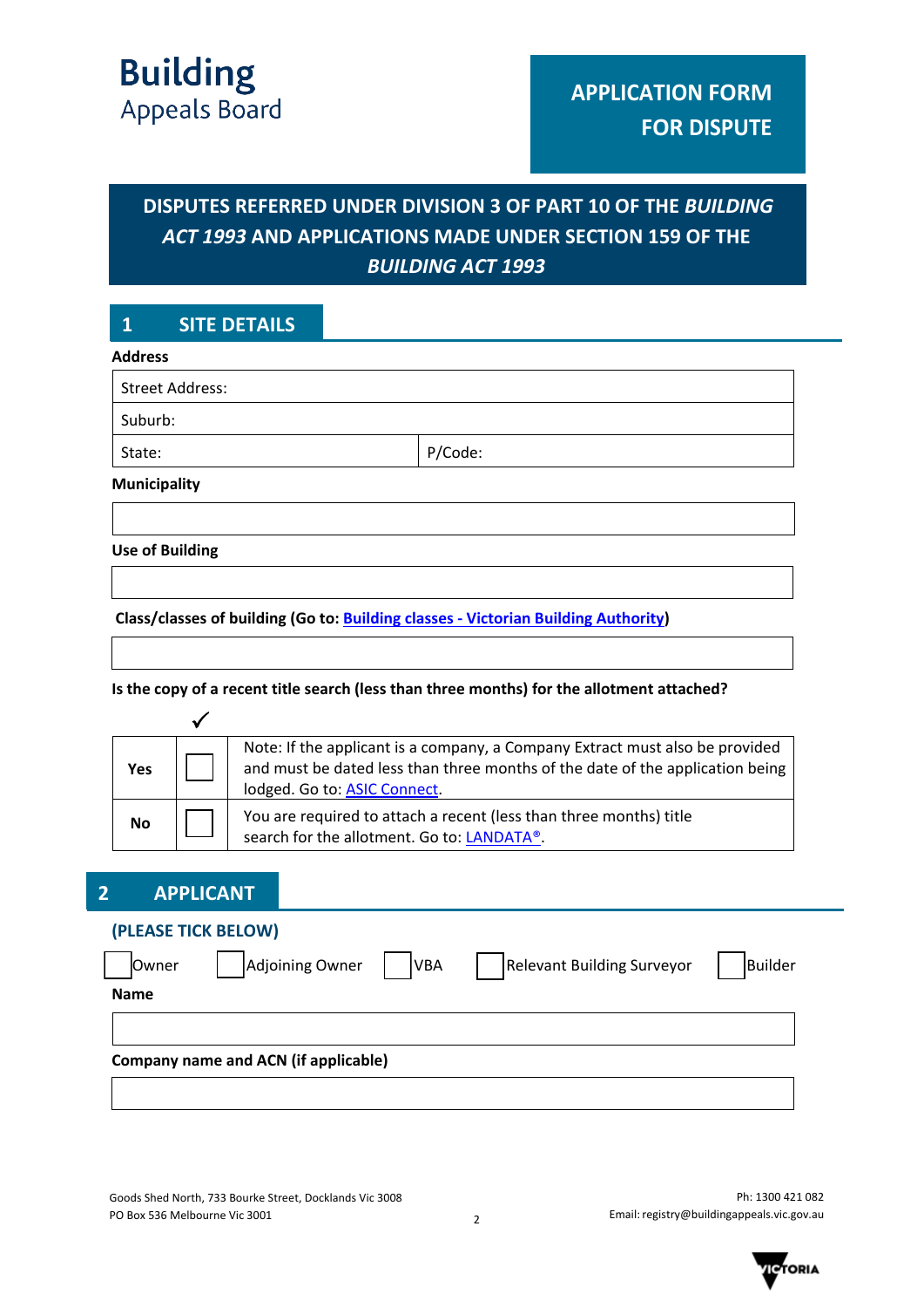**Building**
Appeals Board

**APPLICATION FORM FOR DISPUTE**

## DISPUTES REFERRED UNDER DIVISION 3 OF PART 10 OF THE *BUILDING ACT 1993* AND APPLICATIONS MADE UNDER SECTION 159 OF THE *BUILDING ACT 1993*

## 1 SITE DETAILS

**Address**

| Street Address: | |
|---|---|
| Suburb: | |
| State: | P/Code: |

**Municipality**

| |
|---|

**Use of Building**

| |
|---|

**Class/classes of building (Go to: Building classes - Victorian Building Authority)**

| |
|---|

**Is the copy of a recent title search (less than three months) for the allotment attached?**

| | ✓ | |
|---|---|---|
| **Yes** | ☐ | Note: If the applicant is a company, a Company Extract must also be provided and must be dated less than three months of the date of the application being lodged. Go to: ASIC Connect. |
| **No** | ☐ | You are required to attach a recent (less than three months) title search for the allotment. Go to: LANDATA®. |

## 2 APPLICANT

**(PLEASE TICK BELOW)**

☐ Owner ☐ Adjoining Owner ☐ VBA ☐ Relevant Building Surveyor ☐ Builder

**Name**

| |
|---|

**Company name and ACN (if applicable)**

| |
|---|

Goods Shed North, 733 Bourke Street, Docklands Vic 3008
PO Box 536 Melbourne Vic 3001

Ph: 1300 421 082
Email: registry@buildingappeals.vic.gov.au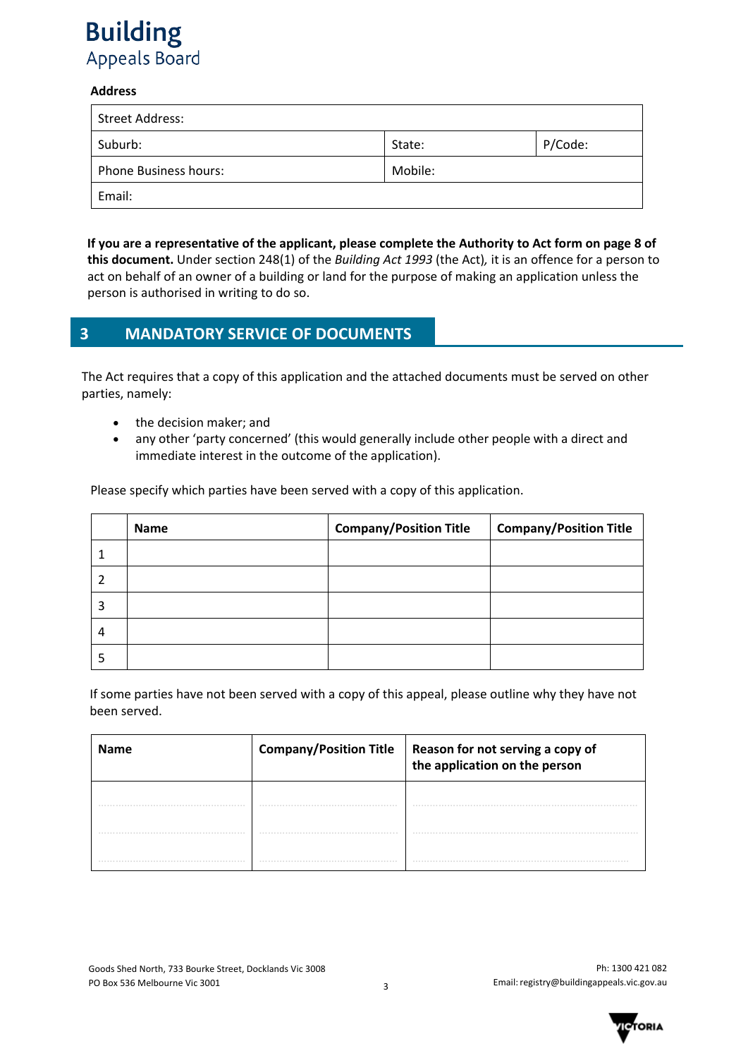**Address**

| Street Address: | | |
|---|---|---|
| Suburb: | State: | P/Code: |
| Phone Business hours: | Mobile: | |
| Email: | | |

**If you are a representative of the applicant, please complete the Authority to Act form on page 8 of this document.** Under section 248(1) of the *Building Act 1993* (the Act), it is an offence for a person to act on behalf of an owner of a building or land for the purpose of making an application unless the person is authorised in writing to do so.

## 3 MANDATORY SERVICE OF DOCUMENTS

The Act requires that a copy of this application and the attached documents must be served on other parties, namely:

- the decision maker; and
- any other 'party concerned' (this would generally include other people with a direct and immediate interest in the outcome of the application).

Please specify which parties have been served with a copy of this application.

| | Name | Company/Position Title | Company/Position Title |
|---|---|---|---|
| 1 | | | |
| 2 | | | |
| 3 | | | |
| 4 | | | |
| 5 | | | |

If some parties have not been served with a copy of this appeal, please outline why they have not been served.

| Name | Company/Position Title | Reason for not serving a copy of the application on the person |
|---|---|---|
| | | |
| | | |
| | | |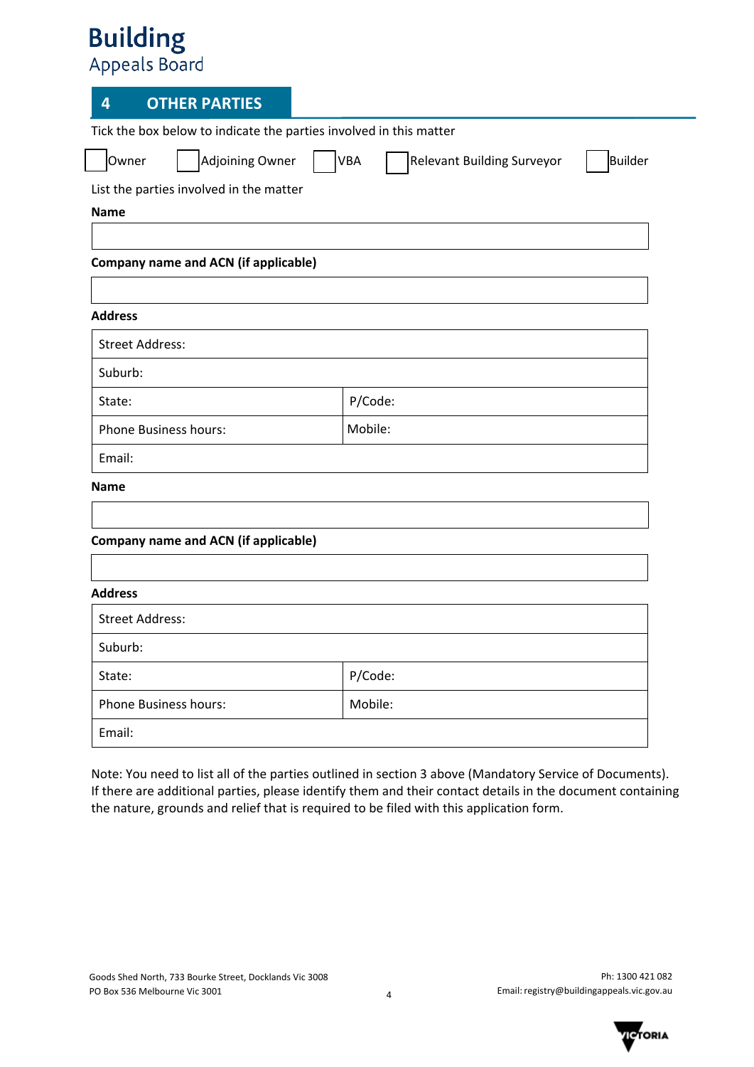## 4 OTHER PARTIES

Tick the box below to indicate the parties involved in this matter

☐ Owner ☐ Adjoining Owner ☐ VBA ☐ Relevant Building Surveyor ☐ Builder

List the parties involved in the matter

**Name**

| |
|---|
| |

**Company name and ACN (if applicable)**

| |
|---|
| |

**Address**

| | |
|---|---|
| Street Address: | |
| Suburb: | |
| State: | P/Code: |
| Phone Business hours: | Mobile: |
| Email: | |

**Name**

| |
|---|
| |

**Company name and ACN (if applicable)**

| |
|---|
| |

**Address**

| | |
|---|---|
| Street Address: | |
| Suburb: | |
| State: | P/Code: |
| Phone Business hours: | Mobile: |
| Email: | |

Note: You need to list all of the parties outlined in section 3 above (Mandatory Service of Documents). If there are additional parties, please identify them and their contact details in the document containing the nature, grounds and relief that is required to be filed with this application form.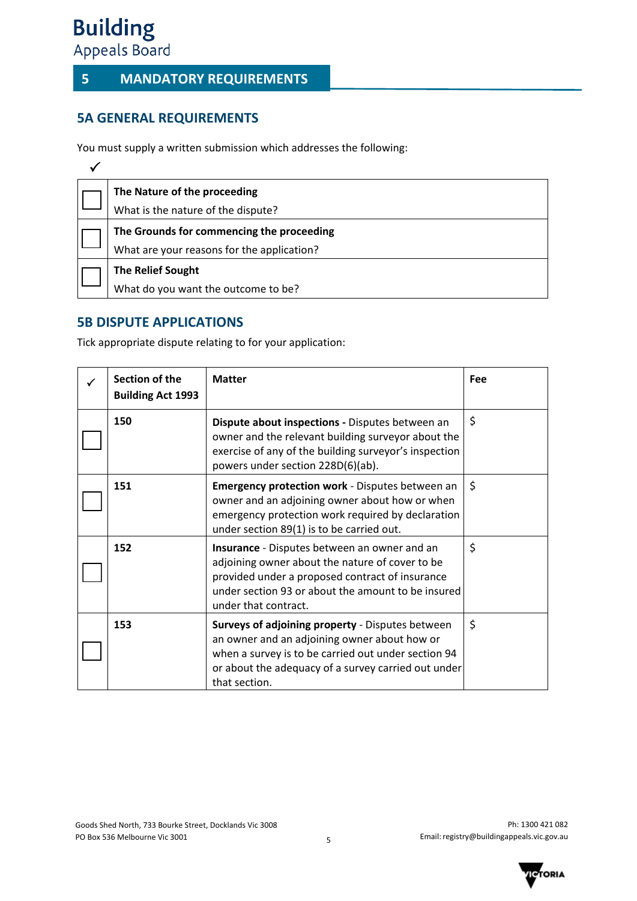## 5 MANDATORY REQUIREMENTS

### 5A GENERAL REQUIREMENTS

You must supply a written submission which addresses the following:

| ✓ | |
|---|---|
| ☐ | **The Nature of the proceeding**<br>What is the nature of the dispute? |
| ☐ | **The Grounds for commencing the proceeding**<br>What are your reasons for the application? |
| ☐ | **The Relief Sought**<br>What do you want the outcome to be? |

### 5B DISPUTE APPLICATIONS

Tick appropriate dispute relating to for your application:

| ✓ | Section of the Building Act 1993 | Matter | Fee |
|---|---|---|---|
| ☐ | 150 | **Dispute about inspections** - Disputes between an owner and the relevant building surveyor about the exercise of any of the building surveyor's inspection powers under section 228D(6)(ab). | $ |
| ☐ | 151 | **Emergency protection work** - Disputes between an owner and an adjoining owner about how or when emergency protection work required by declaration under section 89(1) is to be carried out. | $ |
| ☐ | 152 | **Insurance** - Disputes between an owner and an adjoining owner about the nature of cover to be provided under a proposed contract of insurance under section 93 or about the amount to be insured under that contract. | $ |
| ☐ | 153 | **Surveys of adjoining property** - Disputes between an owner and an adjoining owner about how or when a survey is to be carried out under section 94 or about the adequacy of a survey carried out under that section. | $ |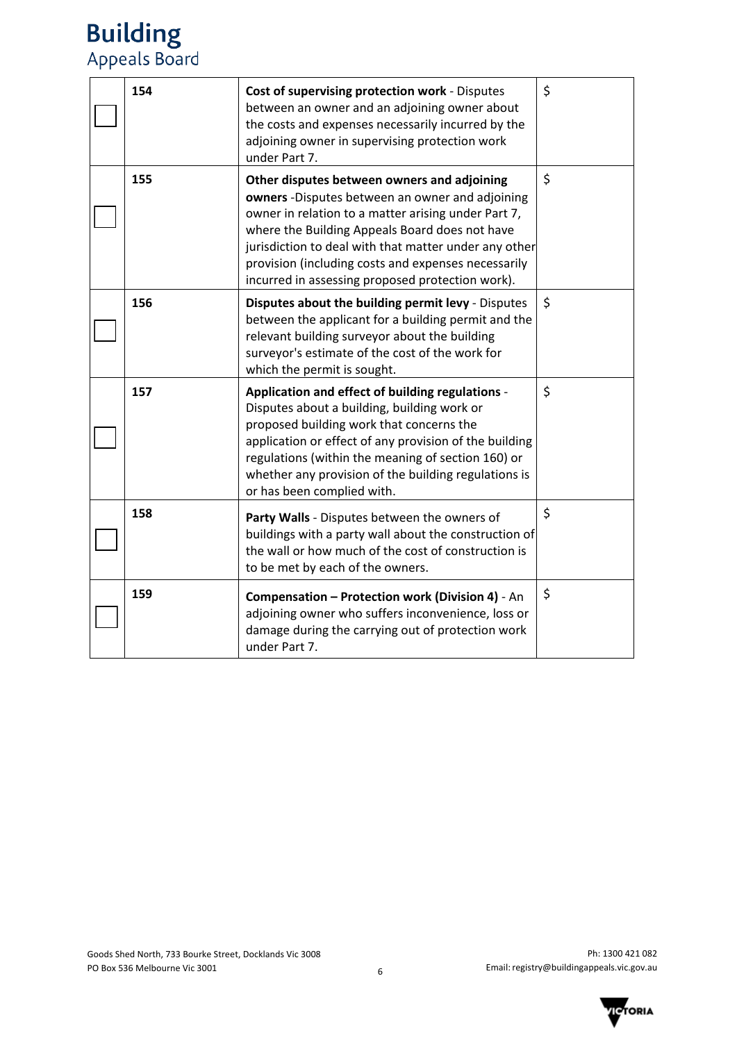| | | | |
|---|---|---|---|
| ☐ | 154 | **Cost of supervising protection work** - Disputes between an owner and an adjoining owner about the costs and expenses necessarily incurred by the adjoining owner in supervising protection work under Part 7. | $ |
| ☐ | 155 | **Other disputes between owners and adjoining owners** -Disputes between an owner and adjoining owner in relation to a matter arising under Part 7, where the Building Appeals Board does not have jurisdiction to deal with that matter under any other provision (including costs and expenses necessarily incurred in assessing proposed protection work). | $ |
| ☐ | 156 | **Disputes about the building permit levy** - Disputes between the applicant for a building permit and the relevant building surveyor about the building surveyor's estimate of the cost of the work for which the permit is sought. | $ |
| ☐ | 157 | **Application and effect of building regulations** - Disputes about a building, building work or proposed building work that concerns the application or effect of any provision of the building regulations (within the meaning of section 160) or whether any provision of the building regulations is or has been complied with. | $ |
| ☐ | 158 | **Party Walls** - Disputes between the owners of buildings with a party wall about the construction of the wall or how much of the cost of construction is to be met by each of the owners. | $ |
| ☐ | 159 | **Compensation – Protection work (Division 4)** - An adjoining owner who suffers inconvenience, loss or damage during the carrying out of protection work under Part 7. | $ |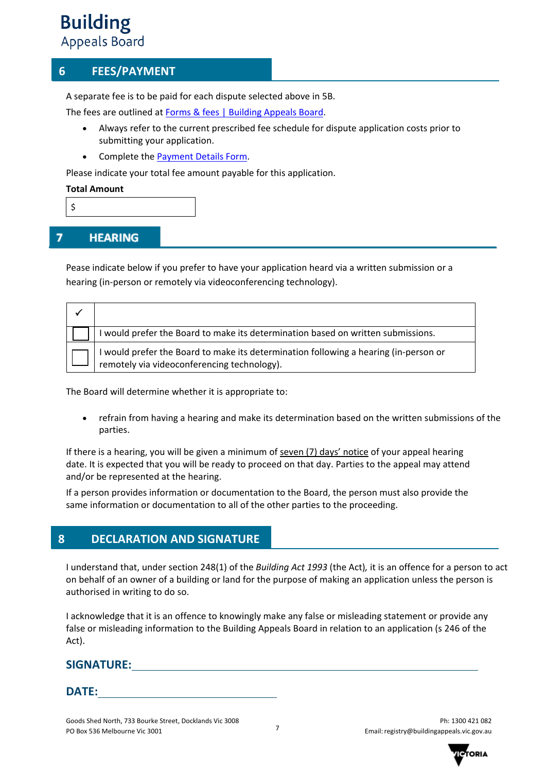Building
Appeals Board

## 6 FEES/PAYMENT

A separate fee is to be paid for each dispute selected above in 5B.

The fees are outlined at Forms & fees | Building Appeals Board.

- Always refer to the current prescribed fee schedule for dispute application costs prior to submitting your application.
- Complete the Payment Details Form.

Please indicate your total fee amount payable for this application.

**Total Amount**

$

## 7 HEARING

Pease indicate below if you prefer to have your application heard via a written submission or a hearing (in-person or remotely via videoconferencing technology).

| ✓ | |
|---|---|
| ☐ | I would prefer the Board to make its determination based on written submissions. |
| ☐ | I would prefer the Board to make its determination following a hearing (in-person or remotely via videoconferencing technology). |

The Board will determine whether it is appropriate to:

- refrain from having a hearing and make its determination based on the written submissions of the parties.

If there is a hearing, you will be given a minimum of seven (7) days' notice of your appeal hearing date. It is expected that you will be ready to proceed on that day. Parties to the appeal may attend and/or be represented at the hearing.

If a person provides information or documentation to the Board, the person must also provide the same information or documentation to all of the other parties to the proceeding.

## 8 DECLARATION AND SIGNATURE

I understand that, under section 248(1) of the *Building Act 1993* (the Act), it is an offence for a person to act on behalf of an owner of a building or land for the purpose of making an application unless the person is authorised in writing to do so.

I acknowledge that it is an offence to knowingly make any false or misleading statement or provide any false or misleading information to the Building Appeals Board in relation to an application (s 246 of the Act).

**SIGNATURE:** ______________________________

**DATE:** ____________________

Goods Shed North, 733 Bourke Street, Docklands Vic 3008
PO Box 536 Melbourne Vic 3001

Ph: 1300 421 082
Email: registry@buildingappeals.vic.gov.au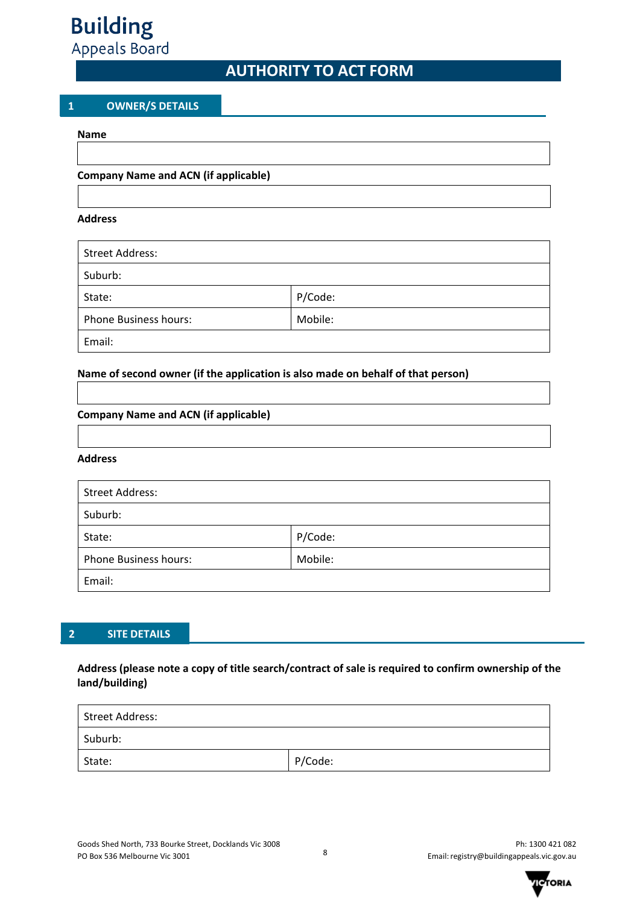# Building Appeals Board

## AUTHORITY TO ACT FORM

### 1 OWNER/S DETAILS

**Name**

| |
|---|
| |

**Company Name and ACN (if applicable)**

| |
|---|
| |

**Address**

| | |
|---|---|
| Street Address: | |
| Suburb: | |
| State: | P/Code: |
| Phone Business hours: | Mobile: |
| Email: | |

**Name of second owner (if the application is also made on behalf of that person)**

| |
|---|
| |

**Company Name and ACN (if applicable)**

| |
|---|
| |

**Address**

| | |
|---|---|
| Street Address: | |
| Suburb: | |
| State: | P/Code: |
| Phone Business hours: | Mobile: |
| Email: | |

### 2 SITE DETAILS

**Address (please note a copy of title search/contract of sale is required to confirm ownership of the land/building)**

| | |
|---|---|
| Street Address: | |
| Suburb: | |
| State: | P/Code: |

Goods Shed North, 733 Bourke Street, Docklands Vic 3008
PO Box 536 Melbourne Vic 3001

Ph: 1300 421 082
Email: registry@buildingappeals.vic.gov.au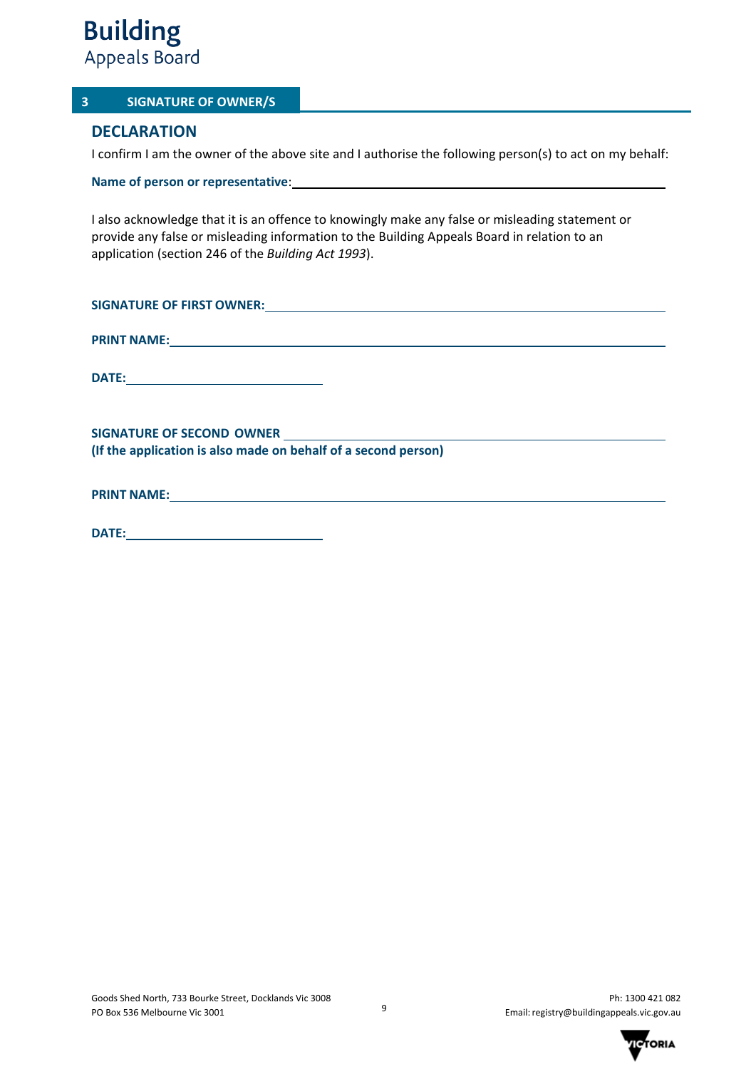## 3 SIGNATURE OF OWNER/S

### DECLARATION

I confirm I am the owner of the above site and I authorise the following person(s) to act on my behalf:

**Name of person or representative**: ______________________________

I also acknowledge that it is an offence to knowingly make any false or misleading statement or provide any false or misleading information to the Building Appeals Board in relation to an application (section 246 of the *Building Act 1993*).

**SIGNATURE OF FIRST OWNER:** ______________________________

**PRINT NAME:** ______________________________

**DATE:** ______________________________

**SIGNATURE OF SECOND OWNER** ______________________________
**(If the application is also made on behalf of a second person)**

**PRINT NAME:** ______________________________

**DATE:** ______________________________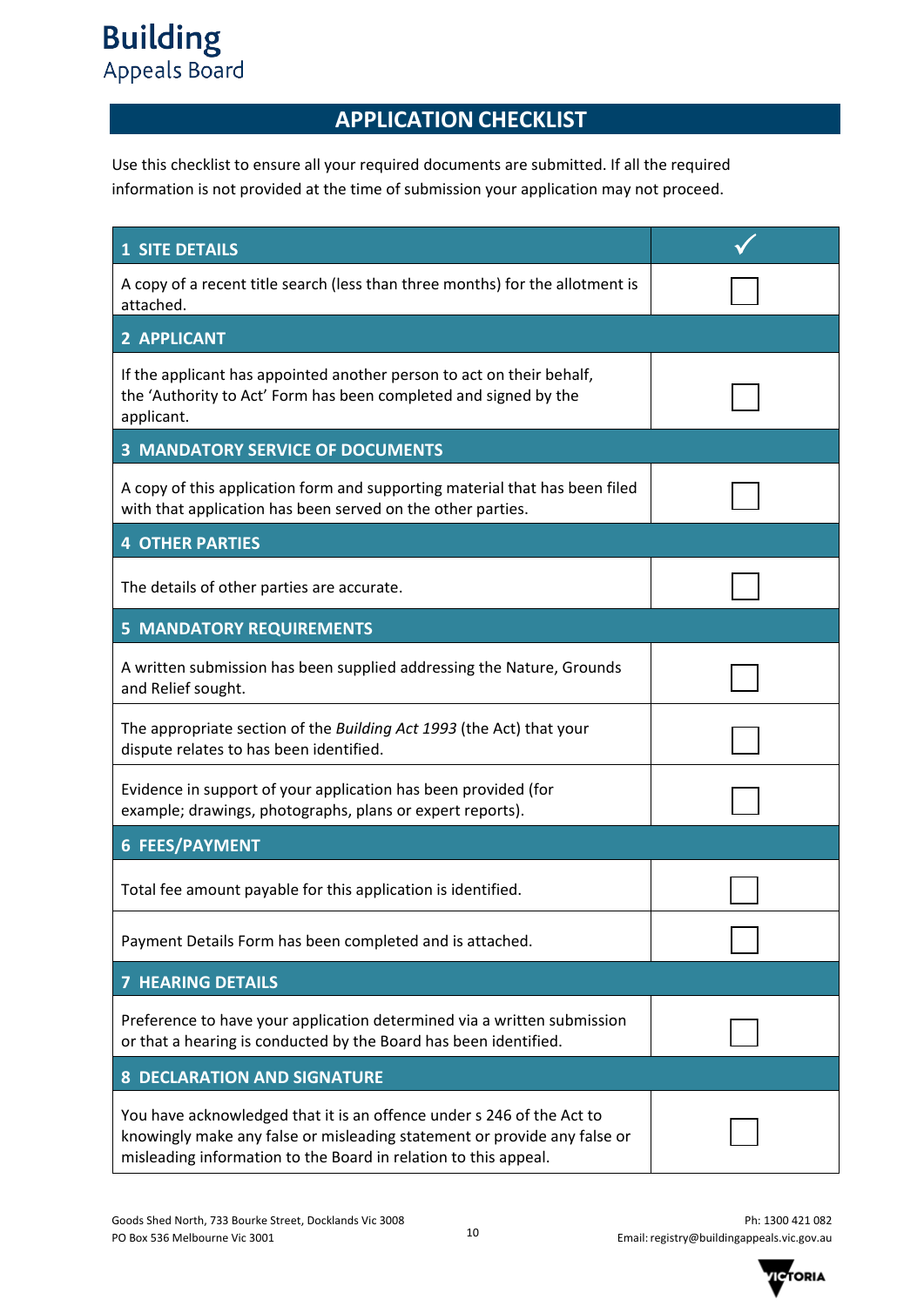Building
Appeals Board

## APPLICATION CHECKLIST

Use this checklist to ensure all your required documents are submitted. If all the required information is not provided at the time of submission your application may not proceed.

| 1 SITE DETAILS | ✓ |
|---|---|
| A copy of a recent title search (less than three months) for the allotment is attached. | ☐ |
| **2 APPLICANT** | |
| If the applicant has appointed another person to act on their behalf, the 'Authority to Act' Form has been completed and signed by the applicant. | ☐ |
| **3 MANDATORY SERVICE OF DOCUMENTS** | |
| A copy of this application form and supporting material that has been filed with that application has been served on the other parties. | ☐ |
| **4 OTHER PARTIES** | |
| The details of other parties are accurate. | ☐ |
| **5 MANDATORY REQUIREMENTS** | |
| A written submission has been supplied addressing the Nature, Grounds and Relief sought. | ☐ |
| The appropriate section of the *Building Act 1993* (the Act) that your dispute relates to has been identified. | ☐ |
| Evidence in support of your application has been provided (for example; drawings, photographs, plans or expert reports). | ☐ |
| **6 FEES/PAYMENT** | |
| Total fee amount payable for this application is identified. | ☐ |
| Payment Details Form has been completed and is attached. | ☐ |
| **7 HEARING DETAILS** | |
| Preference to have your application determined via a written submission or that a hearing is conducted by the Board has been identified. | ☐ |
| **8 DECLARATION AND SIGNATURE** | |
| You have acknowledged that it is an offence under s 246 of the Act to knowingly make any false or misleading statement or provide any false or misleading information to the Board in relation to this appeal. | ☐ |

Goods Shed North, 733 Bourke Street, Docklands Vic 3008
PO Box 536 Melbourne Vic 3001

Ph: 1300 421 082
Email: registry@buildingappeals.vic.gov.au